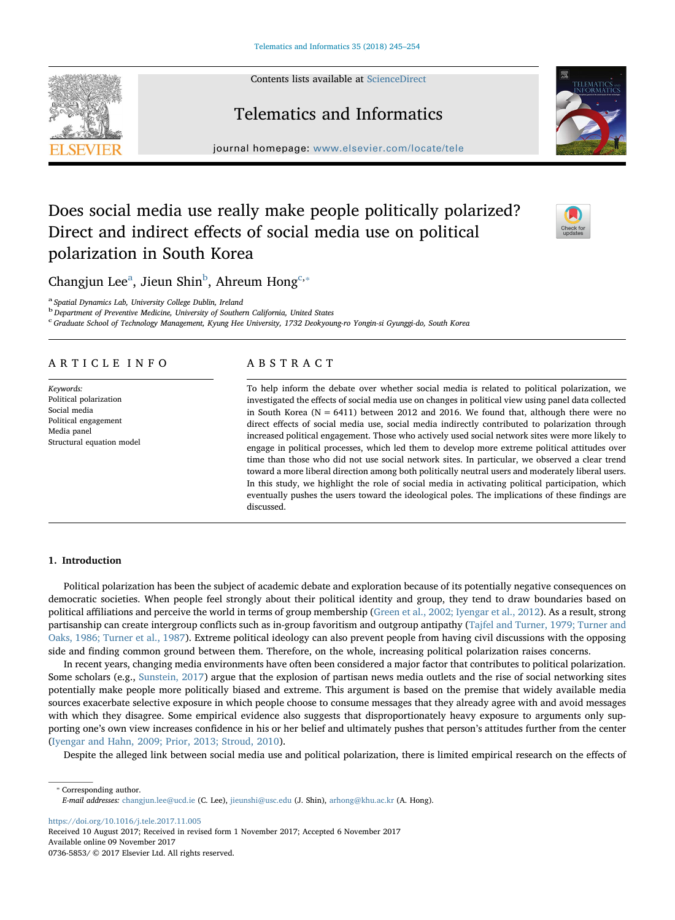# Does social media use really make people politically polarized? Direct and indirect effects of social media use on political polarization in South Korea

Changjun Lee[a], Jieun Shin[b], Ahreum Hong[c,*]

[a] Spatial Dynamics Lab, University College Dublin, Ireland
[b] Department of Preventive Medicine, University of Southern California, United States
[c] Graduate School of Technology Management, Kyung Hee University, 1732 Deokyoung-ro Yongin-si Gyunggi-do, South Korea

## ARTICLE INFO

*Keywords:*
Political polarization
Social media
Political engagement
Media panel
Structural equation model

## ABSTRACT

To help inform the debate over whether social media is related to political polarization, we investigated the effects of social media use on changes in political view using panel data collected in South Korea (N = 6411) between 2012 and 2016. We found that, although there were no direct effects of social media use, social media indirectly contributed to polarization through increased political engagement. Those who actively used social network sites were more likely to engage in political processes, which led them to develop more extreme political attitudes over time than those who did not use social network sites. In particular, we observed a clear trend toward a more liberal direction among both politically neutral users and moderately liberal users. In this study, we highlight the role of social media in activating political participation, which eventually pushes the users toward the ideological poles. The implications of these findings are discussed.

## 1. Introduction

Political polarization has been the subject of academic debate and exploration because of its potentially negative consequences on democratic societies. When people feel strongly about their political identity and group, they tend to draw boundaries based on political affiliations and perceive the world in terms of group membership (Green et al., 2002; Iyengar et al., 2012). As a result, strong partisanship can create intergroup conflicts such as in-group favoritism and outgroup antipathy (Tajfel and Turner, 1979; Turner and Oaks, 1986; Turner et al., 1987). Extreme political ideology can also prevent people from having civil discussions with the opposing side and finding common ground between them. Therefore, on the whole, increasing political polarization raises concerns.

In recent years, changing media environments have often been considered a major factor that contributes to political polarization. Some scholars (e.g., Sunstein, 2017) argue that the explosion of partisan news media outlets and the rise of social networking sites potentially make people more politically biased and extreme. This argument is based on the premise that widely available media sources exacerbate selective exposure in which people choose to consume messages that they already agree with and avoid messages with which they disagree. Some empirical evidence also suggests that disproportionately heavy exposure to arguments only supporting one's own view increases confidence in his or her belief and ultimately pushes that person's attitudes further from the center (Iyengar and Hahn, 2009; Prior, 2013; Stroud, 2010).

Despite the alleged link between social media use and political polarization, there is limited empirical research on the effects of

* Corresponding author.
*E-mail addresses:* changjun.lee@ucd.ie (C. Lee), jieunshi@usc.edu (J. Shin), arhong@khu.ac.kr (A. Hong).

https://doi.org/10.1016/j.tele.2017.11.005
Received 10 August 2017; Received in revised form 1 November 2017; Accepted 6 November 2017
Available online 09 November 2017
0736-5853/ © 2017 Elsevier Ltd. All rights reserved.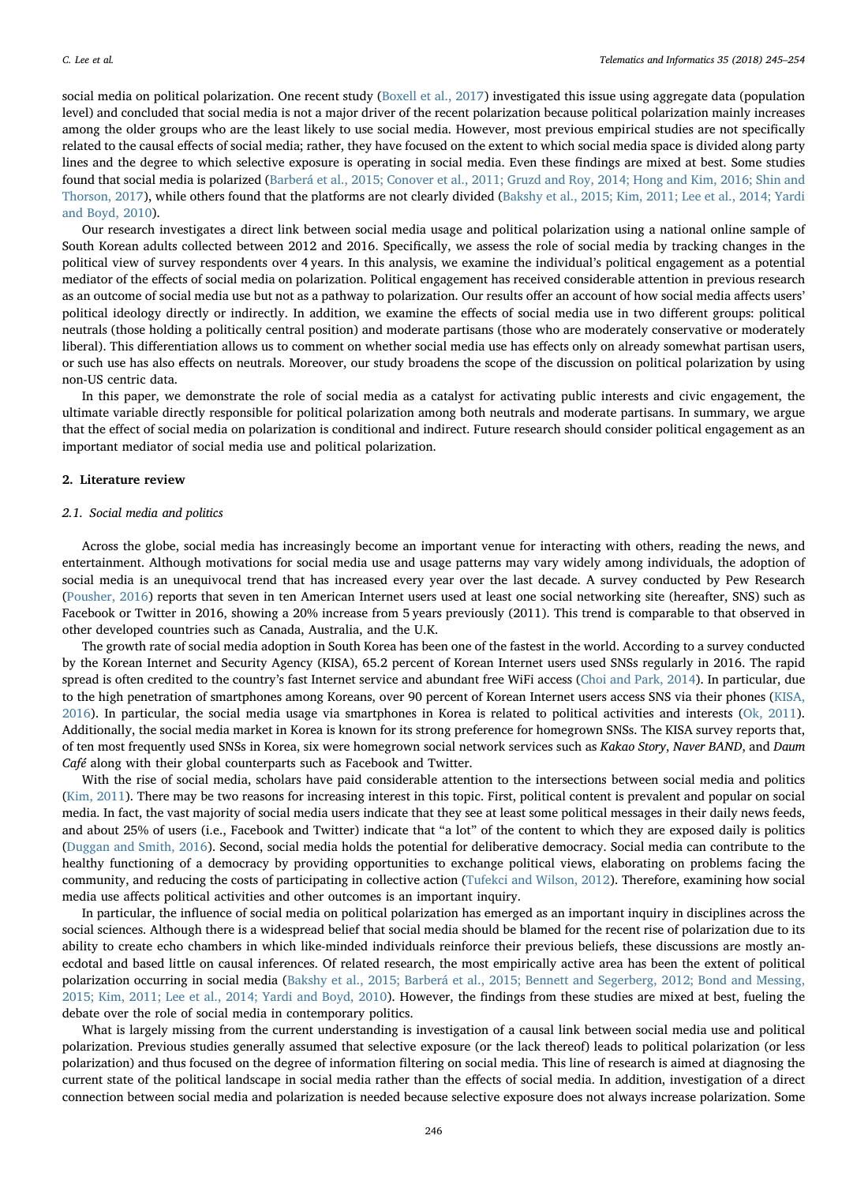social media on political polarization. One recent study (Boxell et al., 2017) investigated this issue using aggregate data (population level) and concluded that social media is not a major driver of the recent polarization because political polarization mainly increases among the older groups who are the least likely to use social media. However, most previous empirical studies are not specifically related to the causal effects of social media; rather, they have focused on the extent to which social media space is divided along party lines and the degree to which selective exposure is operating in social media. Even these findings are mixed at best. Some studies found that social media is polarized (Barberá et al., 2015; Conover et al., 2011; Gruzd and Roy, 2014; Hong and Kim, 2016; Shin and Thorson, 2017), while others found that the platforms are not clearly divided (Bakshy et al., 2015; Kim, 2011; Lee et al., 2014; Yardi and Boyd, 2010).

Our research investigates a direct link between social media usage and political polarization using a national online sample of South Korean adults collected between 2012 and 2016. Specifically, we assess the role of social media by tracking changes in the political view of survey respondents over 4 years. In this analysis, we examine the individual's political engagement as a potential mediator of the effects of social media on polarization. Political engagement has received considerable attention in previous research as an outcome of social media use but not as a pathway to polarization. Our results offer an account of how social media affects users' political ideology directly or indirectly. In addition, we examine the effects of social media use in two different groups: political neutrals (those holding a politically central position) and moderate partisans (those who are moderately conservative or moderately liberal). This differentiation allows us to comment on whether social media use has effects only on already somewhat partisan users, or such use has also effects on neutrals. Moreover, our study broadens the scope of the discussion on political polarization by using non-US centric data.

In this paper, we demonstrate the role of social media as a catalyst for activating public interests and civic engagement, the ultimate variable directly responsible for political polarization among both neutrals and moderate partisans. In summary, we argue that the effect of social media on polarization is conditional and indirect. Future research should consider political engagement as an important mediator of social media use and political polarization.

## 2. Literature review

### 2.1. Social media and politics

Across the globe, social media has increasingly become an important venue for interacting with others, reading the news, and entertainment. Although motivations for social media use and usage patterns may vary widely among individuals, the adoption of social media is an unequivocal trend that has increased every year over the last decade. A survey conducted by Pew Research (Pousher, 2016) reports that seven in ten American Internet users used at least one social networking site (hereafter, SNS) such as Facebook or Twitter in 2016, showing a 20% increase from 5 years previously (2011). This trend is comparable to that observed in other developed countries such as Canada, Australia, and the U.K.

The growth rate of social media adoption in South Korea has been one of the fastest in the world. According to a survey conducted by the Korean Internet and Security Agency (KISA), 65.2 percent of Korean Internet users used SNSs regularly in 2016. The rapid spread is often credited to the country's fast Internet service and abundant free WiFi access (Choi and Park, 2014). In particular, due to the high penetration of smartphones among Koreans, over 90 percent of Korean Internet users access SNS via their phones (KISA, 2016). In particular, the social media usage via smartphones in Korea is related to political activities and interests (Ok, 2011). Additionally, the social media market in Korea is known for its strong preference for homegrown SNSs. The KISA survey reports that, of ten most frequently used SNSs in Korea, six were homegrown social network services such as *Kakao Story*, *Naver BAND*, and *Daum Café* along with their global counterparts such as Facebook and Twitter.

With the rise of social media, scholars have paid considerable attention to the intersections between social media and politics (Kim, 2011). There may be two reasons for increasing interest in this topic. First, political content is prevalent and popular on social media. In fact, the vast majority of social media users indicate that they see at least some political messages in their daily news feeds, and about 25% of users (i.e., Facebook and Twitter) indicate that "a lot" of the content to which they are exposed daily is politics (Duggan and Smith, 2016). Second, social media holds the potential for deliberative democracy. Social media can contribute to the healthy functioning of a democracy by providing opportunities to exchange political views, elaborating on problems facing the community, and reducing the costs of participating in collective action (Tufekci and Wilson, 2012). Therefore, examining how social media use affects political activities and other outcomes is an important inquiry.

In particular, the influence of social media on political polarization has emerged as an important inquiry in disciplines across the social sciences. Although there is a widespread belief that social media should be blamed for the recent rise of polarization due to its ability to create echo chambers in which like-minded individuals reinforce their previous beliefs, these discussions are mostly anecdotal and based little on causal inferences. Of related research, the most empirically active area has been the extent of political polarization occurring in social media (Bakshy et al., 2015; Barberá et al., 2015; Bennett and Segerberg, 2012; Bond and Messing, 2015; Kim, 2011; Lee et al., 2014; Yardi and Boyd, 2010). However, the findings from these studies are mixed at best, fueling the debate over the role of social media in contemporary politics.

What is largely missing from the current understanding is investigation of a causal link between social media use and political polarization. Previous studies generally assumed that selective exposure (or the lack thereof) leads to political polarization (or less polarization) and thus focused on the degree of information filtering on social media. This line of research is aimed at diagnosing the current state of the political landscape in social media rather than the effects of social media. In addition, investigation of a direct connection between social media and polarization is needed because selective exposure does not always increase polarization. Some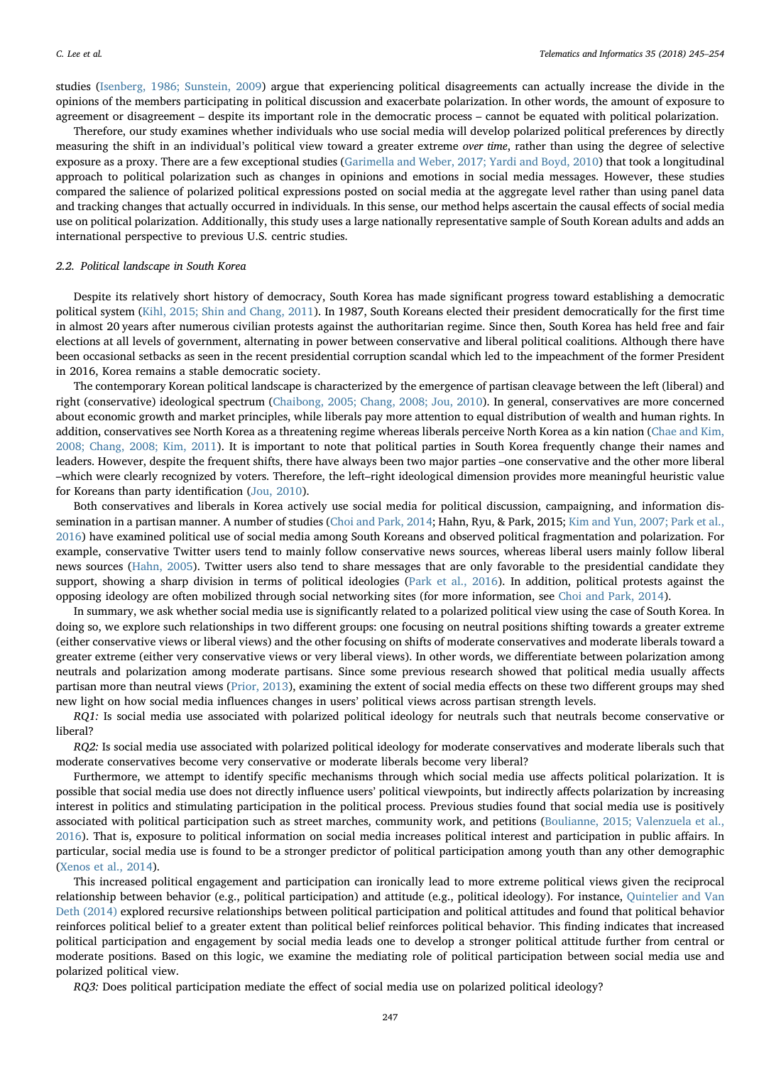studies (Isenberg, 1986; Sunstein, 2009) argue that experiencing political disagreements can actually increase the divide in the opinions of the members participating in political discussion and exacerbate polarization. In other words, the amount of exposure to agreement or disagreement – despite its important role in the democratic process – cannot be equated with political polarization.

Therefore, our study examines whether individuals who use social media will develop polarized political preferences by directly measuring the shift in an individual's political view toward a greater extreme *over time*, rather than using the degree of selective exposure as a proxy. There are a few exceptional studies (Garimella and Weber, 2017; Yardi and Boyd, 2010) that took a longitudinal approach to political polarization such as changes in opinions and emotions in social media messages. However, these studies compared the salience of polarized political expressions posted on social media at the aggregate level rather than using panel data and tracking changes that actually occurred in individuals. In this sense, our method helps ascertain the causal effects of social media use on political polarization. Additionally, this study uses a large nationally representative sample of South Korean adults and adds an international perspective to previous U.S. centric studies.

### 2.2. Political landscape in South Korea

Despite its relatively short history of democracy, South Korea has made significant progress toward establishing a democratic political system (Kihl, 2015; Shin and Chang, 2011). In 1987, South Koreans elected their president democratically for the first time in almost 20 years after numerous civilian protests against the authoritarian regime. Since then, South Korea has held free and fair elections at all levels of government, alternating in power between conservative and liberal political coalitions. Although there have been occasional setbacks as seen in the recent presidential corruption scandal which led to the impeachment of the former President in 2016, Korea remains a stable democratic society.

The contemporary Korean political landscape is characterized by the emergence of partisan cleavage between the left (liberal) and right (conservative) ideological spectrum (Chaibong, 2005; Chang, 2008; Jou, 2010). In general, conservatives are more concerned about economic growth and market principles, while liberals pay more attention to equal distribution of wealth and human rights. In addition, conservatives see North Korea as a threatening regime whereas liberals perceive North Korea as a kin nation (Chae and Kim, 2008; Chang, 2008; Kim, 2011). It is important to note that political parties in South Korea frequently change their names and leaders. However, despite the frequent shifts, there have always been two major parties –one conservative and the other more liberal –which were clearly recognized by voters. Therefore, the left–right ideological dimension provides more meaningful heuristic value for Koreans than party identification (Jou, 2010).

Both conservatives and liberals in Korea actively use social media for political discussion, campaigning, and information dissemination in a partisan manner. A number of studies (Choi and Park, 2014; Hahn, Ryu, & Park, 2015; Kim and Yun, 2007; Park et al., 2016) have examined political use of social media among South Koreans and observed political fragmentation and polarization. For example, conservative Twitter users tend to mainly follow conservative news sources, whereas liberal users mainly follow liberal news sources (Hahn, 2005). Twitter users also tend to share messages that are only favorable to the presidential candidate they support, showing a sharp division in terms of political ideologies (Park et al., 2016). In addition, political protests against the opposing ideology are often mobilized through social networking sites (for more information, see Choi and Park, 2014).

In summary, we ask whether social media use is significantly related to a polarized political view using the case of South Korea. In doing so, we explore such relationships in two different groups: one focusing on neutral positions shifting towards a greater extreme (either conservative views or liberal views) and the other focusing on shifts of moderate conservatives and moderate liberals toward a greater extreme (either very conservative views or very liberal views). In other words, we differentiate between polarization among neutrals and polarization among moderate partisans. Since some previous research showed that political media usually affects partisan more than neutral views (Prior, 2013), examining the extent of social media effects on these two different groups may shed new light on how social media influences changes in users' political views across partisan strength levels.

*RQ1:* Is social media use associated with polarized political ideology for neutrals such that neutrals become conservative or liberal?

*RQ2:* Is social media use associated with polarized political ideology for moderate conservatives and moderate liberals such that moderate conservatives become very conservative or moderate liberals become very liberal?

Furthermore, we attempt to identify specific mechanisms through which social media use affects political polarization. It is possible that social media use does not directly influence users' political viewpoints, but indirectly affects polarization by increasing interest in politics and stimulating participation in the political process. Previous studies found that social media use is positively associated with political participation such as street marches, community work, and petitions (Boulianne, 2015; Valenzuela et al., 2016). That is, exposure to political information on social media increases political interest and participation in public affairs. In particular, social media use is found to be a stronger predictor of political participation among youth than any other demographic (Xenos et al., 2014).

This increased political engagement and participation can ironically lead to more extreme political views given the reciprocal relationship between behavior (e.g., political participation) and attitude (e.g., political ideology). For instance, Quintelier and Van Deth (2014) explored recursive relationships between political participation and political attitudes and found that political behavior reinforces political belief to a greater extent than political belief reinforces political behavior. This finding indicates that increased political participation and engagement by social media leads one to develop a stronger political attitude further from central or moderate positions. Based on this logic, we examine the mediating role of political participation between social media use and polarized political view.

*RQ3:* Does political participation mediate the effect of social media use on polarized political ideology?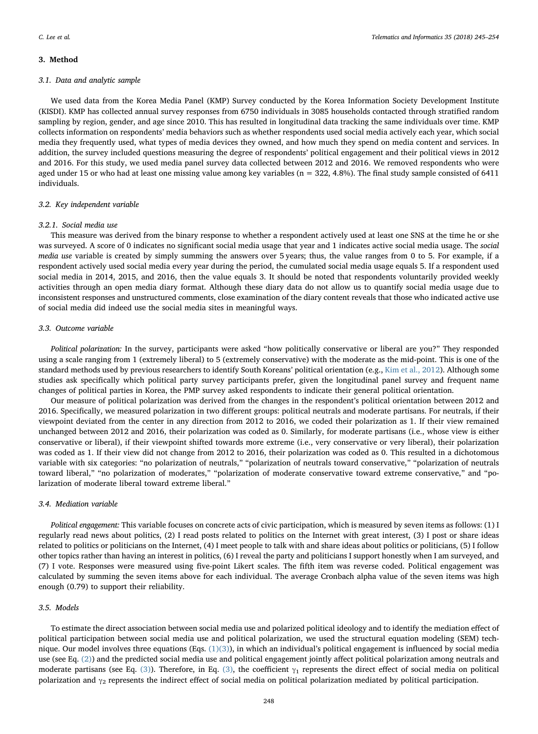## 3. Method

### 3.1. Data and analytic sample

We used data from the Korea Media Panel (KMP) Survey conducted by the Korea Information Society Development Institute (KISDI). KMP has collected annual survey responses from 6750 individuals in 3085 households contacted through stratified random sampling by region, gender, and age since 2010. This has resulted in longitudinal data tracking the same individuals over time. KMP collects information on respondents' media behaviors such as whether respondents used social media actively each year, which social media they frequently used, what types of media devices they owned, and how much they spend on media content and services. In addition, the survey included questions measuring the degree of respondents' political engagement and their political views in 2012 and 2016. For this study, we used media panel survey data collected between 2012 and 2016. We removed respondents who were aged under 15 or who had at least one missing value among key variables (n = 322, 4.8%). The final study sample consisted of 6411 individuals.

### 3.2. Key independent variable

#### 3.2.1. Social media use

This measure was derived from the binary response to whether a respondent actively used at least one SNS at the time he or she was surveyed. A score of 0 indicates no significant social media usage that year and 1 indicates active social media usage. The *social media use* variable is created by simply summing the answers over 5 years; thus, the value ranges from 0 to 5. For example, if a respondent actively used social media every year during the period, the cumulated social media usage equals 5. If a respondent used social media in 2014, 2015, and 2016, then the value equals 3. It should be noted that respondents voluntarily provided weekly activities through an open media diary format. Although these diary data do not allow us to quantify social media usage due to inconsistent responses and unstructured comments, close examination of the diary content reveals that those who indicated active use of social media did indeed use the social media sites in meaningful ways.

### 3.3. Outcome variable

*Political polarization:* In the survey, participants were asked "how politically conservative or liberal are you?" They responded using a scale ranging from 1 (extremely liberal) to 5 (extremely conservative) with the moderate as the mid-point. This is one of the standard methods used by previous researchers to identify South Koreans' political orientation (e.g., Kim et al., 2012). Although some studies ask specifically which political party survey participants prefer, given the longitudinal panel survey and frequent name changes of political parties in Korea, the PMP survey asked respondents to indicate their general political orientation.

Our measure of political polarization was derived from the changes in the respondent's political orientation between 2012 and 2016. Specifically, we measured polarization in two different groups: political neutrals and moderate partisans. For neutrals, if their viewpoint deviated from the center in any direction from 2012 to 2016, we coded their polarization as 1. If their view remained unchanged between 2012 and 2016, their polarization was coded as 0. Similarly, for moderate partisans (i.e., whose view is either conservative or liberal), if their viewpoint shifted towards more extreme (i.e., very conservative or very liberal), their polarization was coded as 1. If their view did not change from 2012 to 2016, their polarization was coded as 0. This resulted in a dichotomous variable with six categories: "no polarization of neutrals," "polarization of neutrals toward conservative," "polarization of neutrals toward liberal," "no polarization of moderates," "polarization of moderate conservative toward extreme conservative," and "polarization of moderate liberal toward extreme liberal."

### 3.4. Mediation variable

*Political engagement:* This variable focuses on concrete acts of civic participation, which is measured by seven items as follows: (1) I regularly read news about politics, (2) I read posts related to politics on the Internet with great interest, (3) I post or share ideas related to politics or politicians on the Internet, (4) I meet people to talk with and share ideas about politics or politicians, (5) I follow other topics rather than having an interest in politics, (6) I reveal the party and politicians I support honestly when I am surveyed, and (7) I vote. Responses were measured using five-point Likert scales. The fifth item was reverse coded. Political engagement was calculated by summing the seven items above for each individual. The average Cronbach alpha value of the seven items was high enough (0.79) to support their reliability.

### 3.5. Models

To estimate the direct association between social media use and polarized political ideology and to identify the mediation effect of political participation between social media use and political polarization, we used the structural equation modeling (SEM) technique. Our model involves three equations (Eqs. (1)(3)), in which an individual's political engagement is influenced by social media use (see Eq. (2)) and the predicted social media use and political engagement jointly affect political polarization among neutrals and moderate partisans (see Eq. (3)). Therefore, in Eq. (3), the coefficient $\gamma_1$ represents the direct effect of social media on political polarization and $\gamma_2$ represents the indirect effect of social media on political polarization mediated by political participation.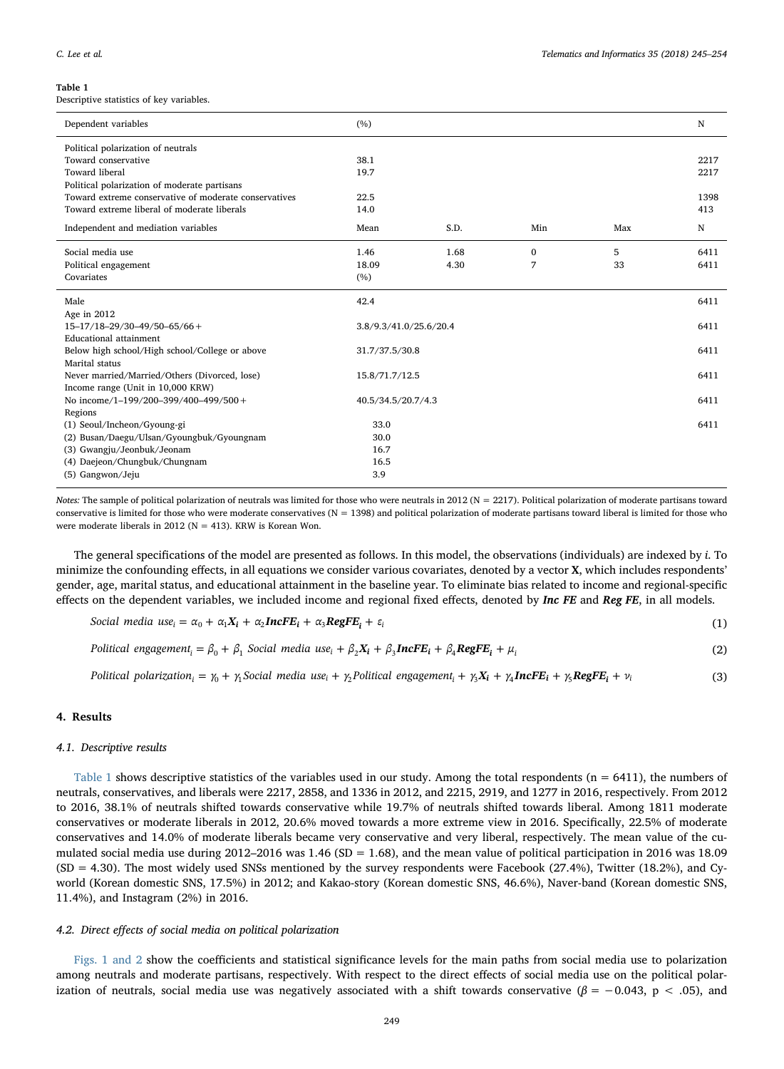**Table 1**
Descriptive statistics of key variables.

| Dependent variables | (%) | | | | N |
|---|---|---|---|---|---|
| Political polarization of neutrals | | | | | |
| Toward conservative | 38.1 | | | | 2217 |
| Toward liberal | 19.7 | | | | 2217 |
| Political polarization of moderate partisans | | | | | |
| Toward extreme conservative of moderate conservatives | 22.5 | | | | 1398 |
| Toward extreme liberal of moderate liberals | 14.0 | | | | 413 |
| **Independent and mediation variables** | **Mean** | **S.D.** | **Min** | **Max** | **N** |
| Social media use | 1.46 | 1.68 | 0 | 5 | 6411 |
| Political engagement | 18.09 | 4.30 | 7 | 33 | 6411 |
| **Covariates** | **(%)** | | | | |
| Male | 42.4 | | | | 6411 |
| Age in 2012 | | | | | |
| 15–17/18–29/30–49/50–65/66+ | 3.8/9.3/41.0/25.6/20.4 | | | | 6411 |
| Educational attainment | | | | | |
| Below high school/High school/College or above | 31.7/37.5/30.8 | | | | 6411 |
| Marital status | | | | | |
| Never married/Married/Others (Divorced, lose) | 15.8/71.7/12.5 | | | | 6411 |
| Income range (Unit in 10,000 KRW) | | | | | |
| No income/1–199/200–399/400–499/500+ | 40.5/34.5/20.7/4.3 | | | | 6411 |
| Regions | | | | | |
| (1) Seoul/Incheon/Gyoung-gi | 33.0 | | | | 6411 |
| (2) Busan/Daegu/Ulsan/Gyoungbuk/Gyoungnam | 30.0 | | | | |
| (3) Gwangju/Jeonbuk/Jeonam | 16.7 | | | | |
| (4) Daejeon/Chungbuk/Chungnam | 16.5 | | | | |
| (5) Gangwon/Jeju | 3.9 | | | | |

*Notes:* The sample of political polarization of neutrals was limited for those who were neutrals in 2012 (N = 2217). Political polarization of moderate partisans toward conservative is limited for those who were moderate conservatives (N = 1398) and political polarization of moderate partisans toward liberal is limited for those who were moderate liberals in 2012 (N = 413). KRW is Korean Won.

The general specifications of the model are presented as follows. In this model, the observations (individuals) are indexed by $i$. To minimize the confounding effects, in all equations we consider various covariates, denoted by a vector **X**, which includes respondents' gender, age, marital status, and educational attainment in the baseline year. To eliminate bias related to income and regional-specific effects on the dependent variables, we included income and regional fixed effects, denoted by ***Inc FE*** and ***Reg FE***, in all models.

$$Social\ media\ use_i = \alpha_0 + \alpha_1 \boldsymbol{X_i} + \alpha_2 \boldsymbol{IncFE_i} + \alpha_3 \boldsymbol{RegFE_i} + \varepsilon_i \tag{1}$$

$$Political\ engagement_i = \beta_0 + \beta_1\ Social\ media\ use_i + \beta_2 \boldsymbol{X_i} + \beta_3 \boldsymbol{IncFE_i} + \beta_4 \boldsymbol{RegFE_i} + \mu_i \tag{2}$$

$$Political\ polarization_i = \gamma_0 + \gamma_1 Social\ media\ use_i + \gamma_2 Political\ engagement_i + \gamma_3 \boldsymbol{X_i} + \gamma_4 \boldsymbol{IncFE_i} + \gamma_5 \boldsymbol{RegFE_i} + \nu_i \tag{3}$$

## 4. Results

### 4.1. Descriptive results

Table 1 shows descriptive statistics of the variables used in our study. Among the total respondents (n = 6411), the numbers of neutrals, conservatives, and liberals were 2217, 2858, and 1336 in 2012, and 2215, 2919, and 1277 in 2016, respectively. From 2012 to 2016, 38.1% of neutrals shifted towards conservative while 19.7% of neutrals shifted towards liberal. Among 1811 moderate conservatives or moderate liberals in 2012, 20.6% moved towards a more extreme view in 2016. Specifically, 22.5% of moderate conservatives and 14.0% of moderate liberals became very conservative and very liberal, respectively. The mean value of the cumulated social media use during 2012–2016 was 1.46 (SD = 1.68), and the mean value of political participation in 2016 was 18.09 (SD = 4.30). The most widely used SNSs mentioned by the survey respondents were Facebook (27.4%), Twitter (18.2%), and Cyworld (Korean domestic SNS, 17.5%) in 2012; and Kakao-story (Korean domestic SNS, 46.6%), Naver-band (Korean domestic SNS, 11.4%), and Instagram (2%) in 2016.

### 4.2. Direct effects of social media on political polarization

Figs. 1 and 2 show the coefficients and statistical significance levels for the main paths from social media use to polarization among neutrals and moderate partisans, respectively. With respect to the direct effects of social media use on the political polarization of neutrals, social media use was negatively associated with a shift towards conservative ($\beta = -0.043$, $p < .05$), and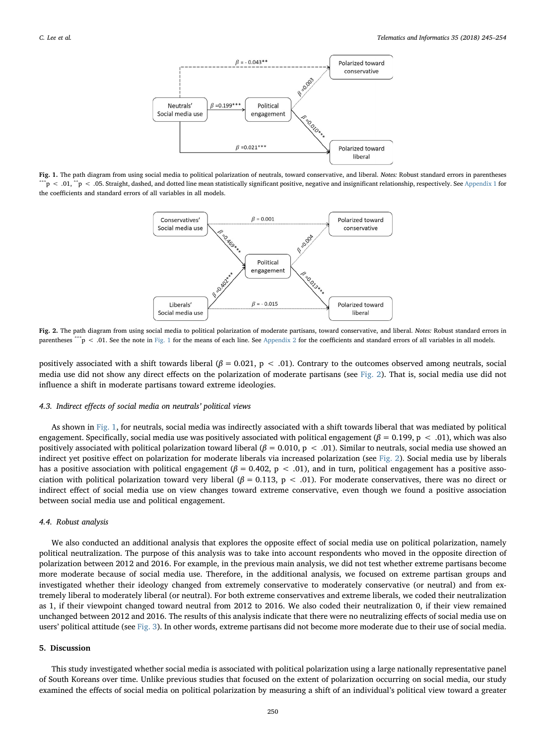**Fig. 1.** The path diagram from using social media to political polarization of neutrals, toward conservative, and liberal. *Notes:* Robust standard errors in parentheses $^{***}p < .01$, $^{**}p < .05$. Straight, dashed, and dotted line mean statistically significant positive, negative and insignificant relationship, respectively. See Appendix 1 for the coefficients and standard errors of all variables in all models.

**Fig. 2.** The path diagram from using social media to political polarization of moderate partisans, toward conservative, and liberal. *Notes:* Robust standard errors in parentheses $^{***}p < .01$. See the note in Fig. 1 for the means of each line. See Appendix 2 for the coefficients and standard errors of all variables in all models.

positively associated with a shift towards liberal ($\beta = 0.021$, $p < .01$). Contrary to the outcomes observed among neutrals, social media use did not show any direct effects on the polarization of moderate partisans (see Fig. 2). That is, social media use did not influence a shift in moderate partisans toward extreme ideologies.

### 4.3. Indirect effects of social media on neutrals' political views

As shown in Fig. 1, for neutrals, social media was indirectly associated with a shift towards liberal that was mediated by political engagement. Specifically, social media use was positively associated with political engagement ($\beta = 0.199$, $p < .01$), which was also positively associated with political polarization toward liberal ($\beta = 0.010$, $p < .01$). Similar to neutrals, social media use showed an indirect yet positive effect on polarization for moderate liberals via increased polarization (see Fig. 2). Social media use by liberals has a positive association with political engagement ($\beta = 0.402$, $p < .01$), and in turn, political engagement has a positive association with political polarization toward very liberal ($\beta = 0.113$, $p < .01$). For moderate conservatives, there was no direct or indirect effect of social media use on view changes toward extreme conservative, even though we found a positive association between social media use and political engagement.

### 4.4. Robust analysis

We also conducted an additional analysis that explores the opposite effect of social media use on political polarization, namely political neutralization. The purpose of this analysis was to take into account respondents who moved in the opposite direction of polarization between 2012 and 2016. For example, in the previous main analysis, we did not test whether extreme partisans become more moderate because of social media use. Therefore, in the additional analysis, we focused on extreme partisan groups and investigated whether their ideology changed from extremely conservative to moderately conservative (or neutral) and from extremely liberal to moderately liberal (or neutral). For both extreme conservatives and extreme liberals, we coded their neutralization as 1, if their viewpoint changed toward neutral from 2012 to 2016. We also coded their neutralization 0, if their view remained unchanged between 2012 and 2016. The results of this analysis indicate that there were no neutralizing effects of social media use on users' political attitude (see Fig. 3). In other words, extreme partisans did not become more moderate due to their use of social media.

## 5. Discussion

This study investigated whether social media is associated with political polarization using a large nationally representative panel of South Koreans over time. Unlike previous studies that focused on the extent of polarization occurring on social media, our study examined the effects of social media on political polarization by measuring a shift of an individual's political view toward a greater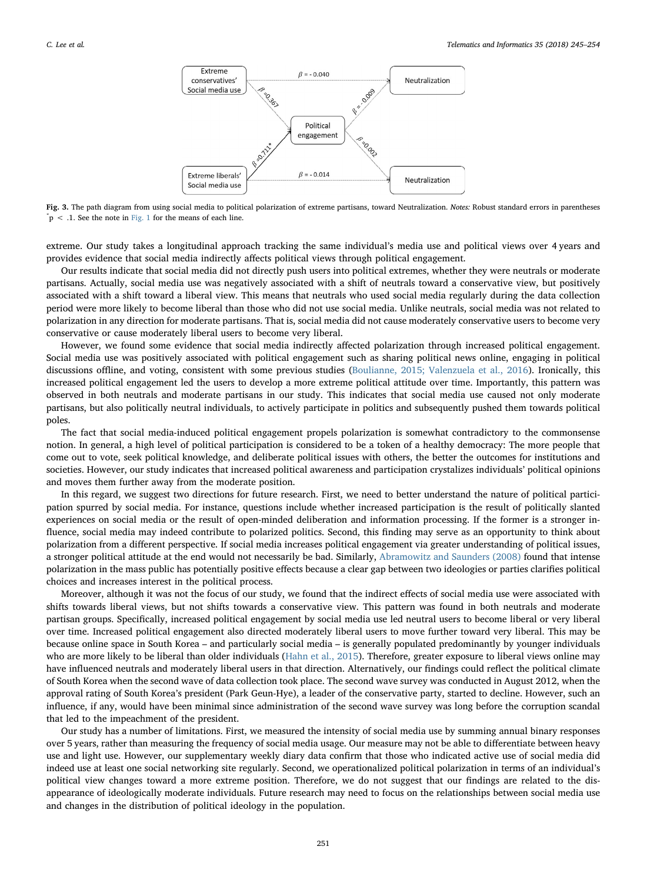Extreme conservatives' Social media use

Neutralization

Political engagement

Extreme liberals' Social media use

Neutralization

$\beta$ = - 0.040

$\beta$ =0.367

$\beta$ = - 0.009

$\beta$ =0.711*

$\beta$ =0.002

$\beta$ = - 0.014

**Fig. 3.** The path diagram from using social media to political polarization of extreme partisans, toward Neutralization. *Notes:* Robust standard errors in parentheses $^{*}p < .1$. See the note in Fig. 1 for the means of each line.

extreme. Our study takes a longitudinal approach tracking the same individual's media use and political views over 4 years and provides evidence that social media indirectly affects political views through political engagement.

Our results indicate that social media did not directly push users into political extremes, whether they were neutrals or moderate partisans. Actually, social media use was negatively associated with a shift of neutrals toward a conservative view, but positively associated with a shift toward a liberal view. This means that neutrals who used social media regularly during the data collection period were more likely to become liberal than those who did not use social media. Unlike neutrals, social media was not related to polarization in any direction for moderate partisans. That is, social media did not cause moderately conservative users to become very conservative or cause moderately liberal users to become very liberal.

However, we found some evidence that social media indirectly affected polarization through increased political engagement. Social media use was positively associated with political engagement such as sharing political news online, engaging in political discussions offline, and voting, consistent with some previous studies (Boulianne, 2015; Valenzuela et al., 2016). Ironically, this increased political engagement led the users to develop a more extreme political attitude over time. Importantly, this pattern was observed in both neutrals and moderate partisans in our study. This indicates that social media use caused not only moderate partisans, but also politically neutral individuals, to actively participate in politics and subsequently pushed them towards political poles.

The fact that social media-induced political engagement propels polarization is somewhat contradictory to the commonsense notion. In general, a high level of political participation is considered to be a token of a healthy democracy: The more people that come out to vote, seek political knowledge, and deliberate political issues with others, the better the outcomes for institutions and societies. However, our study indicates that increased political awareness and participation crystalizes individuals' political opinions and moves them further away from the moderate position.

In this regard, we suggest two directions for future research. First, we need to better understand the nature of political participation spurred by social media. For instance, questions include whether increased participation is the result of politically slanted experiences on social media or the result of open-minded deliberation and information processing. If the former is a stronger influence, social media may indeed contribute to polarized politics. Second, this finding may serve as an opportunity to think about polarization from a different perspective. If social media increases political engagement via greater understanding of political issues, a stronger political attitude at the end would not necessarily be bad. Similarly, Abramowitz and Saunders (2008) found that intense polarization in the mass public has potentially positive effects because a clear gap between two ideologies or parties clarifies political choices and increases interest in the political process.

Moreover, although it was not the focus of our study, we found that the indirect effects of social media use were associated with shifts towards liberal views, but not shifts towards a conservative view. This pattern was found in both neutrals and moderate partisan groups. Specifically, increased political engagement by social media use led neutral users to become liberal or very liberal over time. Increased political engagement also directed moderately liberal users to move further toward very liberal. This may be because online space in South Korea – and particularly social media – is generally populated predominantly by younger individuals who are more likely to be liberal than older individuals (Hahn et al., 2015). Therefore, greater exposure to liberal views online may have influenced neutrals and moderately liberal users in that direction. Alternatively, our findings could reflect the political climate of South Korea when the second wave of data collection took place. The second wave survey was conducted in August 2012, when the approval rating of South Korea's president (Park Geun-Hye), a leader of the conservative party, started to decline. However, such an influence, if any, would have been minimal since administration of the second wave survey was long before the corruption scandal that led to the impeachment of the president.

Our study has a number of limitations. First, we measured the intensity of social media use by summing annual binary responses over 5 years, rather than measuring the frequency of social media usage. Our measure may not be able to differentiate between heavy use and light use. However, our supplementary weekly diary data confirm that those who indicated active use of social media did indeed use at least one social networking site regularly. Second, we operationalized political polarization in terms of an individual's political view changes toward a more extreme position. Therefore, we do not suggest that our findings are related to the disappearance of ideologically moderate individuals. Future research may need to focus on the relationships between social media use and changes in the distribution of political ideology in the population.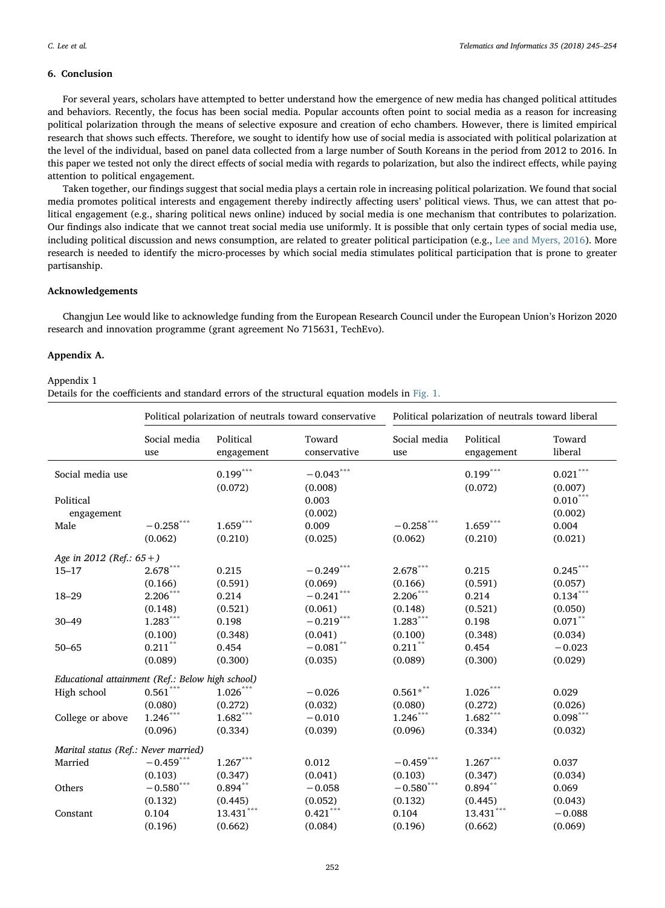## 6. Conclusion

For several years, scholars have attempted to better understand how the emergence of new media has changed political attitudes and behaviors. Recently, the focus has been social media. Popular accounts often point to social media as a reason for increasing political polarization through the means of selective exposure and creation of echo chambers. However, there is limited empirical research that shows such effects. Therefore, we sought to identify how use of social media is associated with political polarization at the level of the individual, based on panel data collected from a large number of South Koreans in the period from 2012 to 2016. In this paper we tested not only the direct effects of social media with regards to polarization, but also the indirect effects, while paying attention to political engagement.

Taken together, our findings suggest that social media plays a certain role in increasing political polarization. We found that social media promotes political interests and engagement thereby indirectly affecting users' political views. Thus, we can attest that political engagement (e.g., sharing political news online) induced by social media is one mechanism that contributes to polarization. Our findings also indicate that we cannot treat social media use uniformly. It is possible that only certain types of social media use, including political discussion and news consumption, are related to greater political participation (e.g., Lee and Myers, 2016). More research is needed to identify the micro-processes by which social media stimulates political participation that is prone to greater partisanship.

## Acknowledgements

Changjun Lee would like to acknowledge funding from the European Research Council under the European Union's Horizon 2020 research and innovation programme (grant agreement No 715631, TechEvo).

## Appendix A.

Appendix 1
Details for the coefficients and standard errors of the structural equation models in Fig. 1.

| | Political polarization of neutrals toward conservative | | | Political polarization of neutrals toward liberal | | |
|---|---|---|---|---|---|---|
| | Social media use | Political engagement | Toward conservative | Social media use | Political engagement | Toward liberal |
| Social media use | | 0.199*** | −0.043*** | | 0.199*** | 0.021*** |
| | | (0.072) | (0.008) | | (0.072) | (0.007) |
| Political engagement | | | 0.003 | | | 0.010*** |
| | | | (0.002) | | | (0.002) |
| Male | −0.258*** | 1.659*** | 0.009 | −0.258*** | 1.659*** | 0.004 |
| | (0.062) | (0.210) | (0.025) | (0.062) | (0.210) | (0.021) |
| *Age in 2012 (Ref.: 65+)* | | | | | | |
| 15–17 | 2.678*** | 0.215 | −0.249*** | 2.678*** | 0.215 | 0.245*** |
| | (0.166) | (0.591) | (0.069) | (0.166) | (0.591) | (0.057) |
| 18–29 | 2.206*** | 0.214 | −0.241*** | 2.206*** | 0.214 | 0.134*** |
| | (0.148) | (0.521) | (0.061) | (0.148) | (0.521) | (0.050) |
| 30–49 | 1.283*** | 0.198 | −0.219*** | 1.283*** | 0.198 | 0.071** |
| | (0.100) | (0.348) | (0.041) | (0.100) | (0.348) | (0.034) |
| 50–65 | 0.211** | 0.454 | −0.081** | 0.211** | 0.454 | −0.023 |
| | (0.089) | (0.300) | (0.035) | (0.089) | (0.300) | (0.029) |
| *Educational attainment (Ref.: Below high school)* | | | | | | |
| High school | 0.561*** | 1.026*** | −0.026 | 0.561*** | 1.026*** | 0.029 |
| | (0.080) | (0.272) | (0.032) | (0.080) | (0.272) | (0.026) |
| College or above | 1.246*** | 1.682*** | −0.010 | 1.246*** | 1.682*** | 0.098*** |
| | (0.096) | (0.334) | (0.039) | (0.096) | (0.334) | (0.032) |
| *Marital status (Ref.: Never married)* | | | | | | |
| Married | −0.459*** | 1.267*** | 0.012 | −0.459*** | 1.267*** | 0.037 |
| | (0.103) | (0.347) | (0.041) | (0.103) | (0.347) | (0.034) |
| Others | −0.580*** | 0.894** | −0.058 | −0.580*** | 0.894** | 0.069 |
| | (0.132) | (0.445) | (0.052) | (0.132) | (0.445) | (0.043) |
| Constant | 0.104 | 13.431*** | 0.421*** | 0.104 | 13.431*** | −0.088 |
| | (0.196) | (0.662) | (0.084) | (0.196) | (0.662) | (0.069) |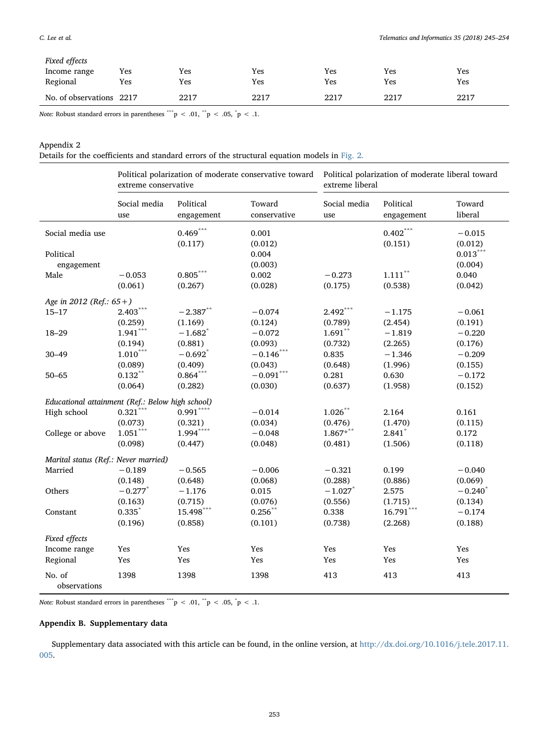| | | | | | | |
|---|---|---|---|---|---|---|
| *Fixed effects* | | | | | | |
| Income range | Yes | Yes | Yes | Yes | Yes | Yes |
| Regional | Yes | Yes | Yes | Yes | Yes | Yes |
| No. of observations | 2217 | 2217 | 2217 | 2217 | 2217 | 2217 |

*Note:* Robust standard errors in parentheses $^{***}p < .01$, $^{**}p < .05$, $^{*}p < .1$.

Appendix 2
Details for the coefficients and standard errors of the structural equation models in Fig. 2.

| | Political polarization of moderate conservative toward extreme conservative | | | Political polarization of moderate liberal toward extreme liberal | | |
|---|---|---|---|---|---|---|
| | Social media use | Political engagement | Toward conservative | Social media use | Political engagement | Toward liberal |
| Social media use | | 0.469*** | 0.001 | | 0.402*** | −0.015 |
| | | (0.117) | (0.012) | | (0.151) | (0.012) |
| Political engagement | | | 0.004 | | | 0.013*** |
| | | | (0.003) | | | (0.004) |
| Male | −0.053 | 0.805*** | 0.002 | −0.273 | 1.111** | 0.040 |
| | (0.061) | (0.267) | (0.028) | (0.175) | (0.538) | (0.042) |
| *Age in 2012 (Ref.: 65+)* | | | | | | |
| 15–17 | 2.403*** | −2.387** | −0.074 | 2.492*** | −1.175 | −0.061 |
| | (0.259) | (1.169) | (0.124) | (0.789) | (2.454) | (0.191) |
| 18–29 | 1.941*** | −1.682* | −0.072 | 1.691** | −1.819 | −0.220 |
| | (0.194) | (0.881) | (0.093) | (0.732) | (2.265) | (0.176) |
| 30–49 | 1.010*** | −0.692* | −0.146*** | 0.835 | −1.346 | −0.209 |
| | (0.089) | (0.409) | (0.043) | (0.648) | (1.996) | (0.155) |
| 50–65 | 0.132** | 0.864*** | −0.091*** | 0.281 | 0.630 | −0.172 |
| | (0.064) | (0.282) | (0.030) | (0.637) | (1.958) | (0.152) |
| *Educational attainment (Ref.: Below high school)* | | | | | | |
| High school | 0.321*** | 0.991**** | −0.014 | 1.026** | 2.164 | 0.161 |
| | (0.073) | (0.321) | (0.034) | (0.476) | (1.470) | (0.115) |
| College or above | 1.051*** | 1.994**** | −0.048 | 1.867*** | 2.841* | 0.172 |
| | (0.098) | (0.447) | (0.048) | (0.481) | (1.506) | (0.118) |
| *Marital status (Ref.: Never married)* | | | | | | |
| Married | −0.189 | −0.565 | −0.006 | −0.321 | 0.199 | −0.040 |
| | (0.148) | (0.648) | (0.068) | (0.288) | (0.886) | (0.069) |
| Others | −0.277* | −1.176 | 0.015 | −1.027* | 2.575 | −0.240* |
| | (0.163) | (0.715) | (0.076) | (0.556) | (1.715) | (0.134) |
| Constant | 0.335* | 15.498*** | 0.256** | 0.338 | 16.791*** | −0.174 |
| | (0.196) | (0.858) | (0.101) | (0.738) | (2.268) | (0.188) |
| *Fixed effects* | | | | | | |
| Income range | Yes | Yes | Yes | Yes | Yes | Yes |
| Regional | Yes | Yes | Yes | Yes | Yes | Yes |
| No. of observations | 1398 | 1398 | 1398 | 413 | 413 | 413 |

*Note:* Robust standard errors in parentheses $^{***}p < .01$, $^{**}p < .05$, $^{*}p < .1$.

## Appendix B. Supplementary data

Supplementary data associated with this article can be found, in the online version, at http://dx.doi.org/10.1016/j.tele.2017.11.005.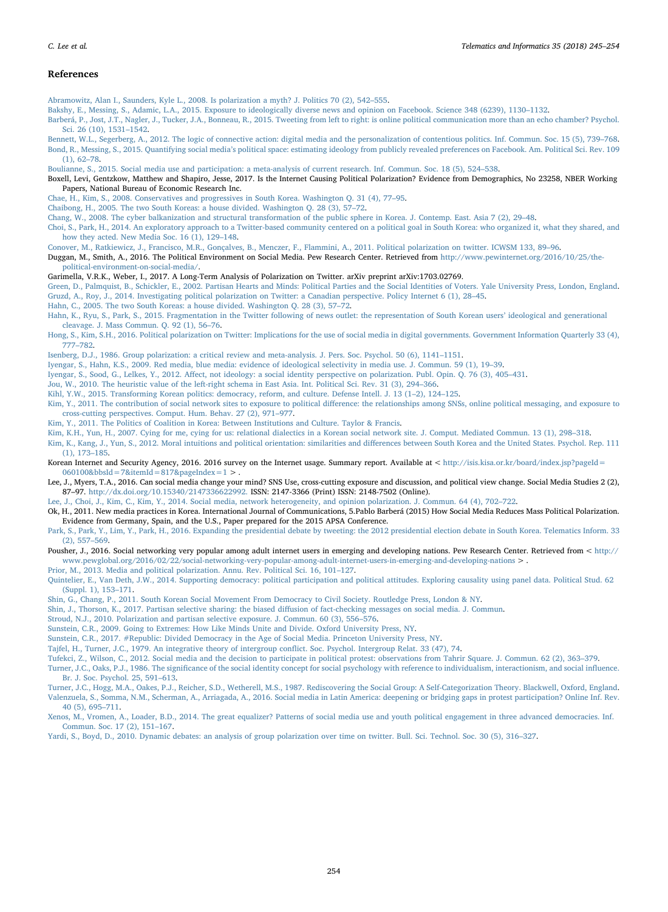## References

Abramowitz, Alan I., Saunders, Kyle L., 2008. Is polarization a myth? J. Politics 70 (2), 542–555.

Bakshy, E., Messing, S., Adamic, L.A., 2015. Exposure to ideologically diverse news and opinion on Facebook. Science 348 (6239), 1130–1132.

Barberá, P., Jost, J.T., Nagler, J., Tucker, J.A., Bonneau, R., 2015. Tweeting from left to right: is online political communication more than an echo chamber? Psychol. Sci. 26 (10), 1531–1542.

Bennett, W.L., Segerberg, A., 2012. The logic of connective action: digital media and the personalization of contentious politics. Inf. Commun. Soc. 15 (5), 739–768.

Bond, R., Messing, S., 2015. Quantifying social media's political space: estimating ideology from publicly revealed preferences on Facebook. Am. Political Sci. Rev. 109 (1), 62–78.

Boulianne, S., 2015. Social media use and participation: a meta-analysis of current research. Inf. Commun. Soc. 18 (5), 524–538.

Boxell, Levi, Gentzkow, Matthew and Shapiro, Jesse, 2017. Is the Internet Causing Political Polarization? Evidence from Demographics, No 23258, NBER Working Papers, National Bureau of Economic Research Inc.

Chae, H., Kim, S., 2008. Conservatives and progressives in South Korea. Washington Q. 31 (4), 77–95.

Chaibong, H., 2005. The two South Koreas: a house divided. Washington Q. 28 (3), 57–72.

Chang, W., 2008. The cyber balkanization and structural transformation of the public sphere in Korea. J. Contemp. East. Asia 7 (2), 29–48.

Choi, S., Park, H., 2014. An exploratory approach to a Twitter-based community centered on a political goal in South Korea: who organized it, what they shared, and how they acted. New Media Soc. 16 (1), 129–148.

Conover, M., Ratkiewicz, J., Francisco, M.R., Gonçalves, B., Menczer, F., Flammini, A., 2011. Political polarization on twitter. ICWSM 133, 89–96.

Duggan, M., Smith, A., 2016. The Political Environment on Social Media. Pew Research Center. Retrieved from http://www.pewinternet.org/2016/10/25/the-political-environment-on-social-media/.

Garimella, V.R.K., Weber, I., 2017. A Long-Term Analysis of Polarization on Twitter. arXiv preprint arXiv:1703.02769.

Green, D., Palmquist, B., Schickler, E., 2002. Partisan Hearts and Minds: Political Parties and the Social Identities of Voters. Yale University Press, London, England.

Gruzd, A., Roy, J., 2014. Investigating political polarization on Twitter: a Canadian perspective. Policy Internet 6 (1), 28–45.

Hahn, C., 2005. The two South Koreas: a house divided. Washington Q. 28 (3), 57–72.

Hahn, K., Ryu, S., Park, S., 2015. Fragmentation in the Twitter following of news outlet: the representation of South Korean users' ideological and generational cleavage. J. Mass Commun. Q. 92 (1), 56–76.

Hong, S., Kim, S.H., 2016. Political polarization on Twitter: Implications for the use of social media in digital governments. Government Information Quarterly 33 (4), 777–782.

Isenberg, D.J., 1986. Group polarization: a critical review and meta-analysis. J. Pers. Soc. Psychol. 50 (6), 1141–1151.

Iyengar, S., Hahn, K.S., 2009. Red media, blue media: evidence of ideological selectivity in media use. J. Commun. 59 (1), 19–39.

Iyengar, S., Sood, G., Lelkes, Y., 2012. Affect, not ideology: a social identity perspective on polarization. Publ. Opin. Q. 76 (3), 405–431.

Jou, W., 2010. The heuristic value of the left-right schema in East Asia. Int. Political Sci. Rev. 31 (3), 294–366.

Kihl, Y.W., 2015. Transforming Korean politics: democracy, reform, and culture. Defense Intell. J. 13 (1–2), 124–125.

Kim, Y., 2011. The contribution of social network sites to exposure to political difference: the relationships among SNSs, online political messaging, and exposure to cross-cutting perspectives. Comput. Hum. Behav. 27 (2), 971–977.

Kim, Y., 2011. The Politics of Coalition in Korea: Between Institutions and Culture. Taylor & Francis.

Kim, K.H., Yun, H., 2007. Cying for me, cying for us: relational dialectics in a Korean social network site. J. Comput. Mediated Commun. 13 (1), 298–318.

Kim, K., Kang, J., Yun, S., 2012. Moral intuitions and political orientation: similarities and differences between South Korea and the United States. Psychol. Rep. 111 (1), 173–185.

Korean Internet and Security Agency, 2016. 2016 survey on the Internet usage. Summary report. Available at < http://isis.kisa.or.kr/board/index.jsp?pageId=060100&bbsId=7&itemId=817&pageIndex=1 > .

Lee, J., Myers, T.A., 2016. Can social media change your mind? SNS Use, cross-cutting exposure and discussion, and political view change. Social Media Studies 2 (2), 87–97. http://dx.doi.org/10.15340/2147336622992. ISSN: 2147-3366 (Print) ISSN: 2148-7502 (Online).

Lee, J., Choi, J., Kim, C., Kim, Y., 2014. Social media, network heterogeneity, and opinion polarization. J. Commun. 64 (4), 702–722.

Ok, H., 2011. New media practices in Korea. International Journal of Communications, 5.Pablo Barberá (2015) How Social Media Reduces Mass Political Polarization. Evidence from Germany, Spain, and the U.S., Paper prepared for the 2015 APSA Conference.

Park, S., Park, Y., Lim, Y., Park, H., 2016. Expanding the presidential debate by tweeting: the 2012 presidential election debate in South Korea. Telematics Inform. 33 (2), 557–569.

Pousher, J., 2016. Social networking very popular among adult internet users in emerging and developing nations. Pew Research Center. Retrieved from < http://www.pewglobal.org/2016/02/22/social-networking-very-popular-among-adult-internet-users-in-emerging-and-developing-nations > .

Prior, M., 2013. Media and political polarization. Annu. Rev. Political Sci. 16, 101–127.

Quintelier, E., Van Deth, J.W., 2014. Supporting democracy: political participation and political attitudes. Exploring causality using panel data. Political Stud. 62 (Suppl. 1), 153–171.

Shin, G., Chang, P., 2011. South Korean Social Movement From Democracy to Civil Society. Routledge Press, London & NY.

Shin, J., Thorson, K., 2017. Partisan selective sharing: the biased diffusion of fact-checking messages on social media. J. Commun.

Stroud, N.J., 2010. Polarization and partisan selective exposure. J. Commun. 60 (3), 556–576.

Sunstein, C.R., 2009. Going to Extremes: How Like Minds Unite and Divide. Oxford University Press, NY.

Sunstein, C.R., 2017. #Republic: Divided Democracy in the Age of Social Media. Princeton University Press, NY.

Tajfel, H., Turner, J.C., 1979. An integrative theory of intergroup conflict. Soc. Psychol. Intergroup Relat. 33 (47), 74.

Tufekci, Z., Wilson, C., 2012. Social media and the decision to participate in political protest: observations from Tahrir Square. J. Commun. 62 (2), 363–379.

Turner, J.C., Oaks, P.J., 1986. The significance of the social identity concept for social psychology with reference to individualism, interactionism, and social influence. Br. J. Soc. Psychol. 25, 591–613.

Turner, J.C., Hogg, M.A., Oakes, P.J., Reicher, S.D., Wetherell, M.S., 1987. Rediscovering the Social Group: A Self-Categorization Theory. Blackwell, Oxford, England.

Valenzuela, S., Somma, N.M., Scherman, A., Arriagada, A., 2016. Social media in Latin America: deepening or bridging gaps in protest participation? Online Inf. Rev. 40 (5), 695–711.

Xenos, M., Vromen, A., Loader, B.D., 2014. The great equalizer? Patterns of social media use and youth political engagement in three advanced democracies. Inf. Commun. Soc. 17 (2), 151–167.

Yardi, S., Boyd, D., 2010. Dynamic debates: an analysis of group polarization over time on twitter. Bull. Sci. Technol. Soc. 30 (5), 316–327.